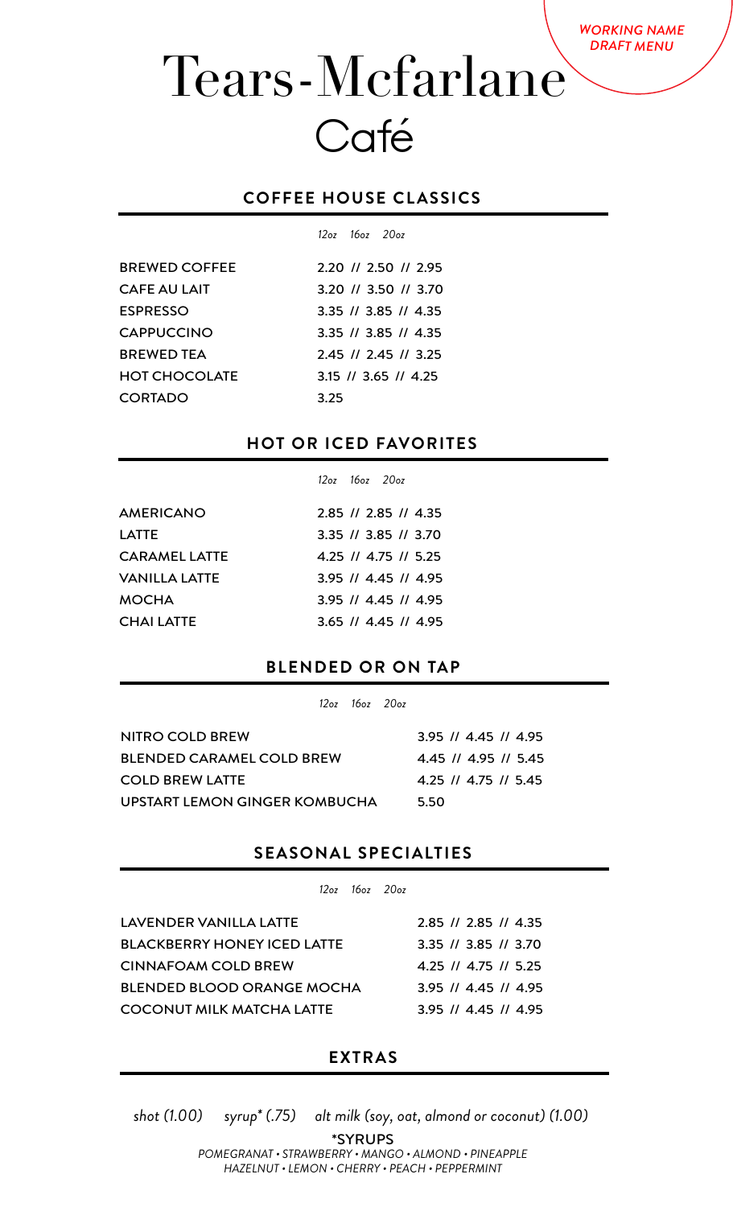*WORKING NAME*
*DRAFT MENU*

# Tears-Mcfarlane
# Café

## COFFEE HOUSE CLASSICS

| | *12oz 16oz 20oz* |
|---|---|
| BREWED COFFEE | 2.20 // 2.50 // 2.95 |
| CAFE AU LAIT | 3.20 // 3.50 // 3.70 |
| ESPRESSO | 3.35 // 3.85 // 4.35 |
| CAPPUCCINO | 3.35 // 3.85 // 4.35 |
| BREWED TEA | 2.45 // 2.45 // 3.25 |
| HOT CHOCOLATE | 3.15 // 3.65 // 4.25 |
| CORTADO | 3.25 |

## HOT OR ICED FAVORITES

| | *12oz 16oz 20oz* |
|---|---|
| AMERICANO | 2.85 // 2.85 // 4.35 |
| LATTE | 3.35 // 3.85 // 3.70 |
| CARAMEL LATTE | 4.25 // 4.75 // 5.25 |
| VANILLA LATTE | 3.95 // 4.45 // 4.95 |
| MOCHA | 3.95 // 4.45 // 4.95 |
| CHAI LATTE | 3.65 // 4.45 // 4.95 |

## BLENDED OR ON TAP

| | *12oz 16oz 20oz* |
|---|---|
| NITRO COLD BREW | 3.95 // 4.45 // 4.95 |
| BLENDED CARAMEL COLD BREW | 4.45 // 4.95 // 5.45 |
| COLD BREW LATTE | 4.25 // 4.75 // 5.45 |
| UPSTART LEMON GINGER KOMBUCHA | 5.50 |

## SEASONAL SPECIALTIES

| | *12oz 16oz 20oz* |
|---|---|
| LAVENDER VANILLA LATTE | 2.85 // 2.85 // 4.35 |
| BLACKBERRY HONEY ICED LATTE | 3.35 // 3.85 // 3.70 |
| CINNAFOAM COLD BREW | 4.25 // 4.75 // 5.25 |
| BLENDED BLOOD ORANGE MOCHA | 3.95 // 4.45 // 4.95 |
| COCONUT MILK MATCHA LATTE | 3.95 // 4.45 // 4.95 |

## EXTRAS

*shot (1.00)* *syrup* (.75)* *alt milk (soy, oat, almond or coconut) (1.00)*

*SYRUPS

*POMEGRANAT • STRAWBERRY • MANGO • ALMOND • PINEAPPLE*
*HAZELNUT • LEMON • CHERRY • PEACH • PEPPERMINT*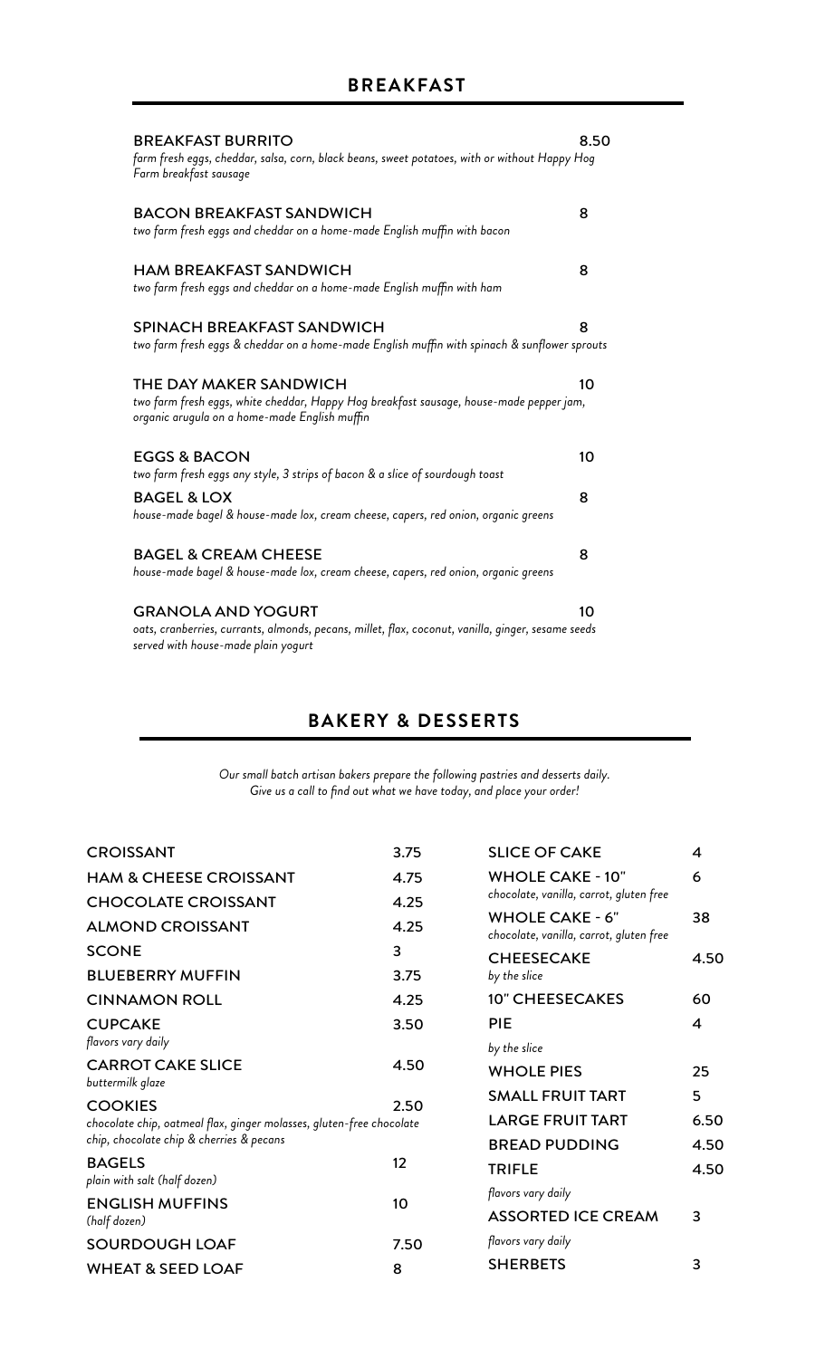## BREAKFAST

| Item | Price |
|---|---|
| **BREAKFAST BURRITO**<br>*farm fresh eggs, cheddar, salsa, corn, black beans, sweet potatoes, with or without Happy Hog Farm breakfast sausage* | 8.50 |
| **BACON BREAKFAST SANDWICH**<br>*two farm fresh eggs and cheddar on a home-made English muffin with bacon* | 8 |
| **HAM BREAKFAST SANDWICH**<br>*two farm fresh eggs and cheddar on a home-made English muffin with ham* | 8 |
| **SPINACH BREAKFAST SANDWICH**<br>*two farm fresh eggs & cheddar on a home-made English muffin with spinach & sunflower sprouts* | 8 |
| **THE DAY MAKER SANDWICH**<br>*two farm fresh eggs, white cheddar, Happy Hog breakfast sausage, house-made pepper jam, organic arugula on a home-made English muffin* | 10 |
| **EGGS & BACON**<br>*two farm fresh eggs any style, 3 strips of bacon & a slice of sourdough toast* | 10 |
| **BAGEL & LOX**<br>*house-made bagel & house-made lox, cream cheese, capers, red onion, organic greens* | 8 |
| **BAGEL & CREAM CHEESE**<br>*house-made bagel & house-made lox, cream cheese, capers, red onion, organic greens* | 8 |
| **GRANOLA AND YOGURT**<br>*oats, cranberries, currants, almonds, pecans, millet, flax, coconut, vanilla, ginger, sesame seeds served with house-made plain yogurt* | 10 |

## BAKERY & DESSERTS

*Our small batch artisan bakers prepare the following pastries and desserts daily. Give us a call to find out what we have today, and place your order!*

| Item | Price |
|---|---|
| CROISSANT | 3.75 |
| HAM & CHEESE CROISSANT | 4.75 |
| CHOCOLATE CROISSANT | 4.25 |
| ALMOND CROISSANT | 4.25 |
| SCONE | 3 |
| BLUEBERRY MUFFIN | 3.75 |
| CINNAMON ROLL | 4.25 |
| CUPCAKE<br>*flavors vary daily* | 3.50 |
| CARROT CAKE SLICE<br>*buttermilk glaze* | 4.50 |
| COOKIES<br>*chocolate chip, oatmeal flax, ginger molasses, gluten-free chocolate chip, chocolate chip & cherries & pecans* | 2.50 |
| BAGELS<br>*plain with salt (half dozen)* | 12 |
| ENGLISH MUFFINS<br>*(half dozen)* | 10 |
| SOURDOUGH LOAF | 7.50 |
| WHEAT & SEED LOAF | 8 |
| SLICE OF CAKE | 4 |
| WHOLE CAKE - 10"<br>*chocolate, vanilla, carrot, gluten free* | 6 |
| WHOLE CAKE - 6"<br>*chocolate, vanilla, carrot, gluten free* | 38 |
| CHEESECAKE<br>*by the slice* | 4.50 |
| 10" CHEESECAKES | 60 |
| PIE<br>*by the slice* | 4 |
| WHOLE PIES | 25 |
| SMALL FRUIT TART | 5 |
| LARGE FRUIT TART | 6.50 |
| BREAD PUDDING | 4.50 |
| TRIFLE<br>*flavors vary daily* | 4.50 |
| ASSORTED ICE CREAM<br>*flavors vary daily* | 3 |
| SHERBETS | 3 |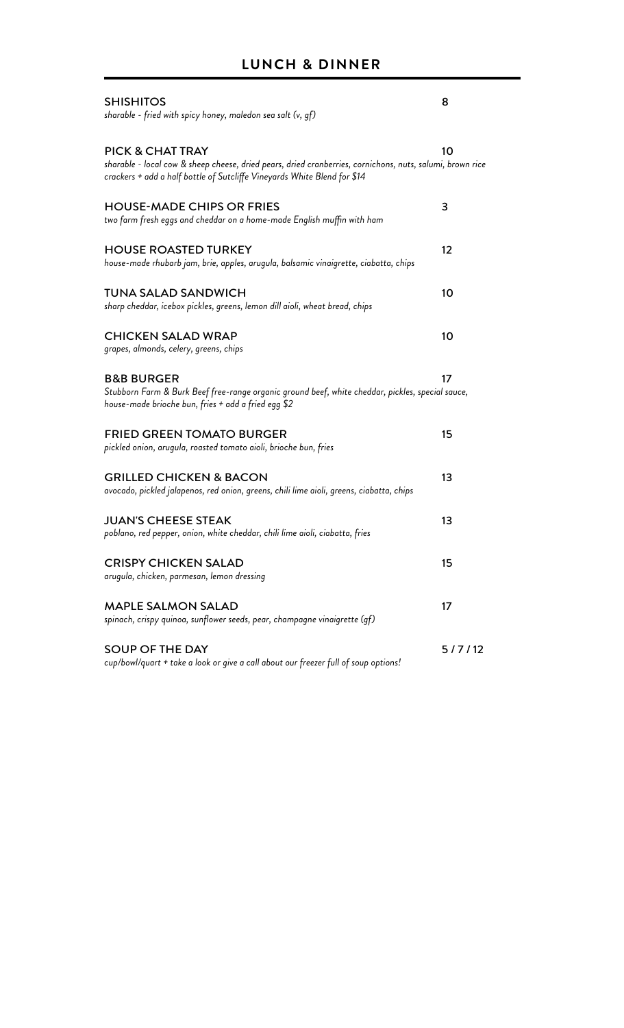## LUNCH & DINNER

**SHISHITOS** 8
*sharable - fried with spicy honey, maledon sea salt (v, gf)*

**PICK & CHAT TRAY** 10
*sharable - local cow & sheep cheese, dried pears, dried cranberries, cornichons, nuts, salumi, brown rice crackers + add a half bottle of Sutcliffe Vineyards White Blend for $14*

**HOUSE-MADE CHIPS OR FRIES** 3
*two farm fresh eggs and cheddar on a home-made English muffin with ham*

**HOUSE ROASTED TURKEY** 12
*house-made rhubarb jam, brie, apples, arugula, balsamic vinaigrette, ciabatta, chips*

**TUNA SALAD SANDWICH** 10
*sharp cheddar, icebox pickles, greens, lemon dill aioli, wheat bread, chips*

**CHICKEN SALAD WRAP** 10
*grapes, almonds, celery, greens, chips*

**B&B BURGER** 17
*Stubborn Farm & Burk Beef free-range organic ground beef, white cheddar, pickles, special sauce, house-made brioche bun, fries + add a fried egg $2*

**FRIED GREEN TOMATO BURGER** 15
*pickled onion, arugula, roasted tomato aioli, brioche bun, fries*

**GRILLED CHICKEN & BACON** 13
*avocado, pickled jalapenos, red onion, greens, chili lime aioli, greens, ciabatta, chips*

**JUAN'S CHEESE STEAK** 13
*poblano, red pepper, onion, white cheddar, chili lime aioli, ciabatta, fries*

**CRISPY CHICKEN SALAD** 15
*arugula, chicken, parmesan, lemon dressing*

**MAPLE SALMON SALAD** 17
*spinach, crispy quinoa, sunflower seeds, pear, champagne vinaigrette (gf)*

**SOUP OF THE DAY** 5 / 7 / 12
*cup/bowl/quart + take a look or give a call about our freezer full of soup options!*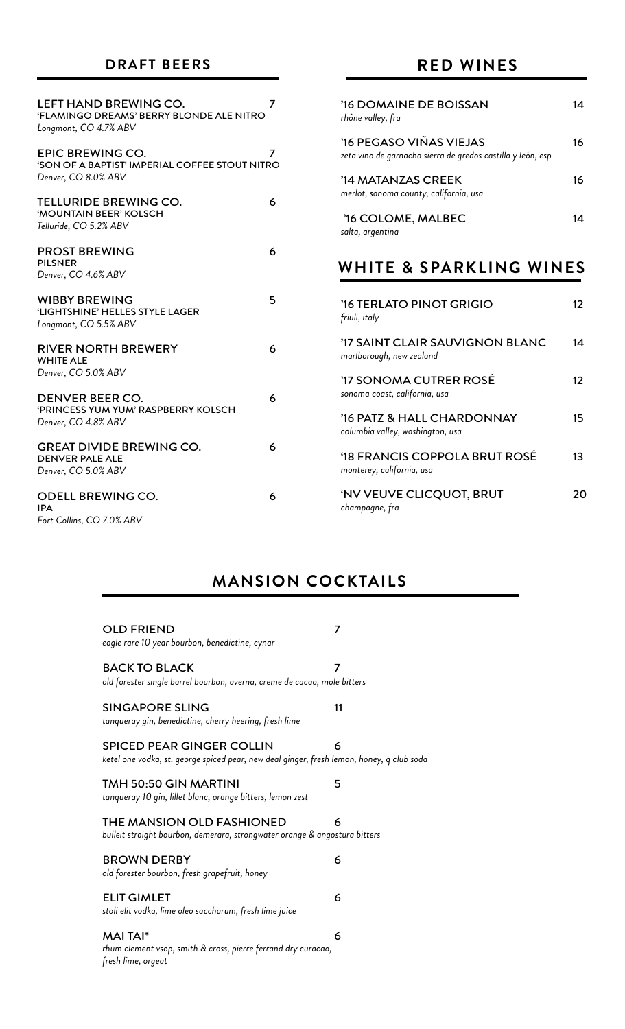## DRAFT BEERS

**LEFT HAND BREWING CO.** 7
'FLAMINGO DREAMS' BERRY BLONDE ALE NITRO
*Longmont, CO 4.7% ABV*

**EPIC BREWING CO.** 7
'SON OF A BAPTIST' IMPERIAL COFFEE STOUT NITRO
*Denver, CO 8.0% ABV*

**TELLURIDE BREWING CO.** 6
'MOUNTAIN BEER' KOLSCH
*Telluride, CO 5.2% ABV*

**PROST BREWING** 6
PILSNER
*Denver, CO 4.6% ABV*

**WIBBY BREWING** 5
'LIGHTSHINE' HELLES STYLE LAGER
*Longmont, CO 5.5% ABV*

**RIVER NORTH BREWERY** 6
WHITE ALE
*Denver, CO 5.0% ABV*

**DENVER BEER CO.** 6
'PRINCESS YUM YUM' RASPBERRY KOLSCH
*Denver, CO 4.8% ABV*

**GREAT DIVIDE BREWING CO.** 6
DENVER PALE ALE
*Denver, CO 5.0% ABV*

**ODELL BREWING CO.** 6
IPA
*Fort Collins, CO 7.0% ABV*

## RED WINES

**'16 DOMAINE DE BOISSAN** 14
*rhône valley, fra*

**'16 PEGASO VIÑAS VIEJAS** 16
*zeta vino de garnacha sierra de gredos castilla y león, esp*

**'14 MATANZAS CREEK** 16
*merlot, sonoma county, california, usa*

**'16 COLOME, MALBEC** 14
*salta, argentina*

## WHITE & SPARKLING WINES

**'16 TERLATO PINOT GRIGIO** 12
*friuli, italy*

**'17 SAINT CLAIR SAUVIGNON BLANC** 14
*marlborough, new zealand*

**'17 SONOMA CUTRER ROSÉ** 12
*sonoma coast, california, usa*

**'16 PATZ & HALL CHARDONNAY** 15
*columbia valley, washington, usa*

**'18 FRANCIS COPPOLA BRUT ROSÉ** 13
*monterey, california, usa*

**'NV VEUVE CLICQUOT, BRUT** 20
*champagne, fra*

## MANSION COCKTAILS

**OLD FRIEND** 7
*eagle rare 10 year bourbon, benedictine, cynar*

**BACK TO BLACK** 7
*old forester single barrel bourbon, averna, creme de cacao, mole bitters*

**SINGAPORE SLING** 11
*tanqueray gin, benedictine, cherry heering, fresh lime*

**SPICED PEAR GINGER COLLIN** 6
*ketel one vodka, st. george spiced pear, new deal ginger, fresh lemon, honey, q club soda*

**TMH 50:50 GIN MARTINI** 5
*tanqueray 10 gin, lillet blanc, orange bitters, lemon zest*

**THE MANSION OLD FASHIONED** 6
*bulleit straight bourbon, demerara, strongwater orange & angostura bitters*

**BROWN DERBY** 6
*old forester bourbon, fresh grapefruit, honey*

**ELIT GIMLET** 6
*stoli elit vodka, lime oleo saccharum, fresh lime juice*

**MAI TAI*** 6
*rhum clement vsop, smith & cross, pierre ferrand dry curacao, fresh lime, orgeat*